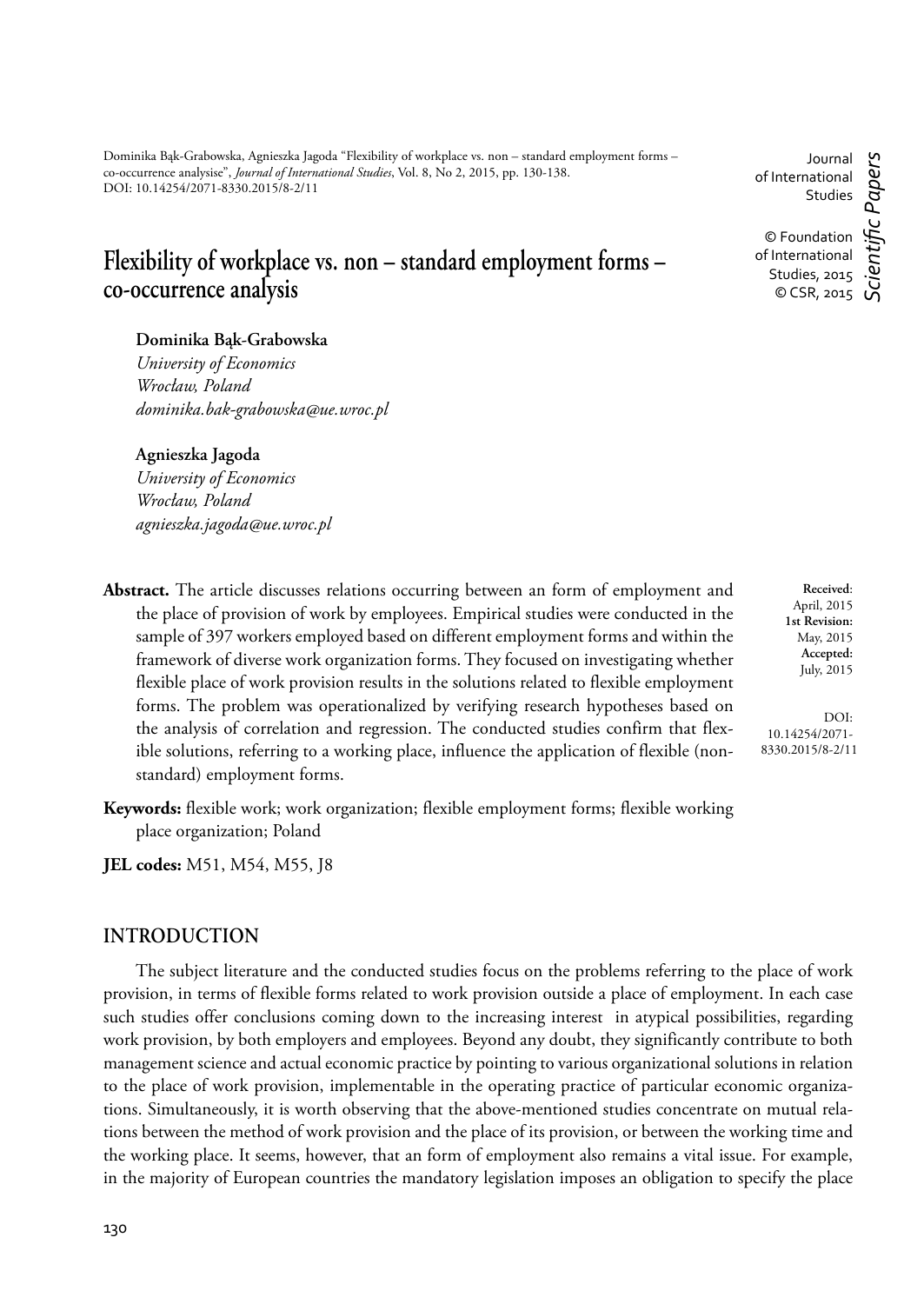Dominika Bąk-Grabowska, Agnieszka Jagoda "Flexibility of workplace vs. non – standard employment forms – co-occurrence analysise", *Journal of International Studies*, Vol. 8, No 2, 2015, pp. 130-138. DOI: 10.14254/2071-8330.2015/8-2/11

Journal of International Studies

© Foundation of International Studies, 2015
© CSR, 2015

*Scientific Papers*

# Flexibility of workplace vs. non – standard employment forms – co-occurrence analysis

**Dominika Bąk-Grabowska**
*University of Economics*
*Wrocław, Poland*
*dominika.bak-grabowska@ue.wroc.pl*

**Agnieszka Jagoda**
*University of Economics*
*Wrocław, Poland*
*agnieszka.jagoda@ue.wroc.pl*

**Received**: April, 2015
**1st Revision:** May, 2015
**Accepted:** July, 2015

DOI: 10.14254/2071-8330.2015/8-2/11

**Abstract.** The article discusses relations occurring between an form of employment and the place of provision of work by employees. Empirical studies were conducted in the sample of 397 workers employed based on different employment forms and within the framework of diverse work organization forms. They focused on investigating whether flexible place of work provision results in the solutions related to flexible employment forms. The problem was operationalized by verifying research hypotheses based on the analysis of correlation and regression. The conducted studies confirm that flexible solutions, referring to a working place, influence the application of flexible (non-standard) employment forms.

**Keywords:** flexible work; work organization; flexible employment forms; flexible working place organization; Poland

**JEL codes:** M51, M54, M55, J8

## INTRODUCTION

The subject literature and the conducted studies focus on the problems referring to the place of work provision, in terms of flexible forms related to work provision outside a place of employment. In each case such studies offer conclusions coming down to the increasing interest in atypical possibilities, regarding work provision, by both employers and employees. Beyond any doubt, they significantly contribute to both management science and actual economic practice by pointing to various organizational solutions in relation to the place of work provision, implementable in the operating practice of particular economic organizations. Simultaneously, it is worth observing that the above-mentioned studies concentrate on mutual relations between the method of work provision and the place of its provision, or between the working time and the working place. It seems, however, that an form of employment also remains a vital issue. For example, in the majority of European countries the mandatory legislation imposes an obligation to specify the place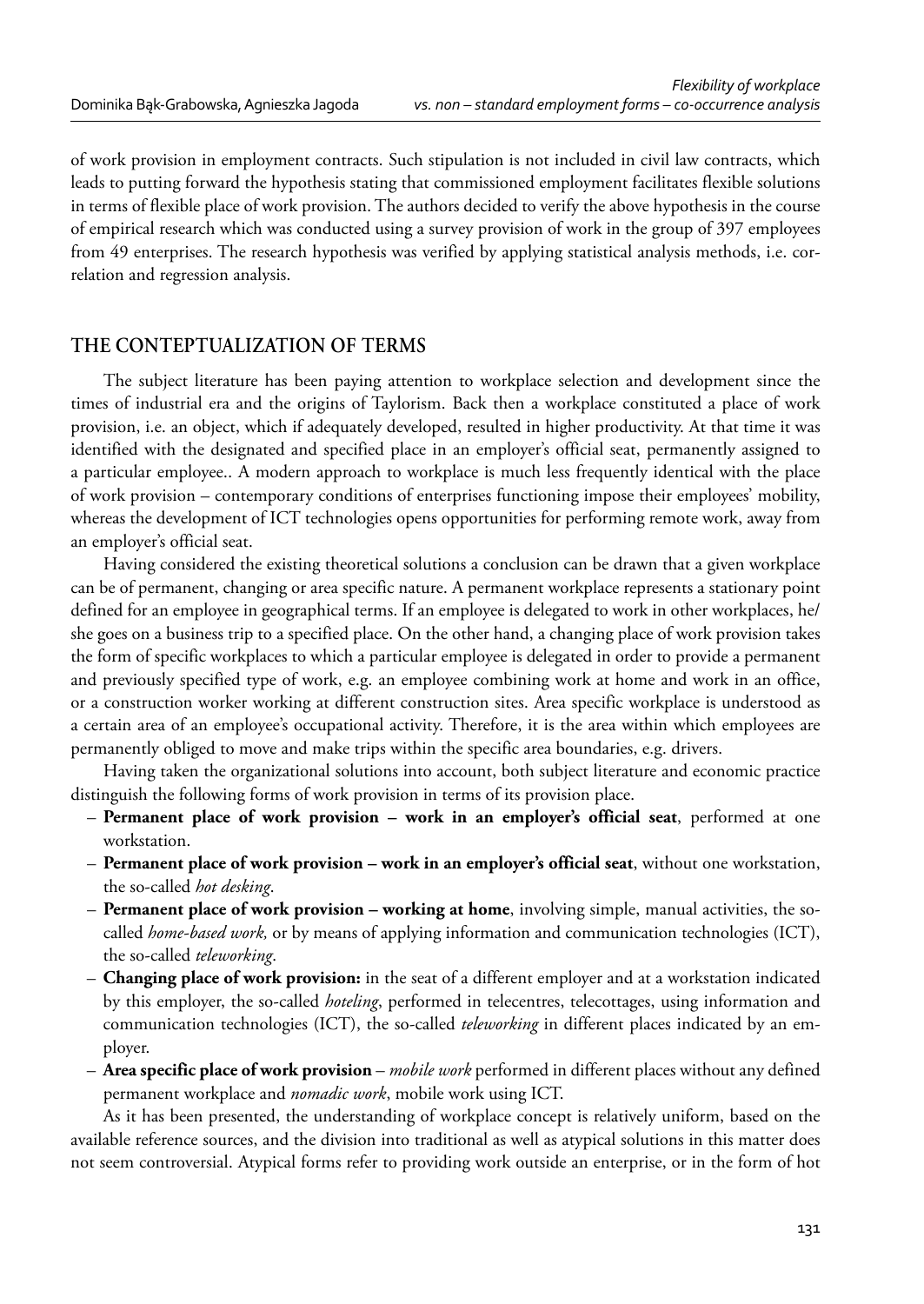of work provision in employment contracts. Such stipulation is not included in civil law contracts, which leads to putting forward the hypothesis stating that commissioned employment facilitates flexible solutions in terms of flexible place of work provision. The authors decided to verify the above hypothesis in the course of empirical research which was conducted using a survey provision of work in the group of 397 employees from 49 enterprises. The research hypothesis was verified by applying statistical analysis methods, i.e. correlation and regression analysis.

## THE CONTEPTUALIZATION OF TERMS

The subject literature has been paying attention to workplace selection and development since the times of industrial era and the origins of Taylorism. Back then a workplace constituted a place of work provision, i.e. an object, which if adequately developed, resulted in higher productivity. At that time it was identified with the designated and specified place in an employer's official seat, permanently assigned to a particular employee.. A modern approach to workplace is much less frequently identical with the place of work provision – contemporary conditions of enterprises functioning impose their employees' mobility, whereas the development of ICT technologies opens opportunities for performing remote work, away from an employer's official seat.

Having considered the existing theoretical solutions a conclusion can be drawn that a given workplace can be of permanent, changing or area specific nature. A permanent workplace represents a stationary point defined for an employee in geographical terms. If an employee is delegated to work in other workplaces, he/she goes on a business trip to a specified place. On the other hand, a changing place of work provision takes the form of specific workplaces to which a particular employee is delegated in order to provide a permanent and previously specified type of work, e.g. an employee combining work at home and work in an office, or a construction worker working at different construction sites. Area specific workplace is understood as a certain area of an employee's occupational activity. Therefore, it is the area within which employees are permanently obliged to move and make trips within the specific area boundaries, e.g. drivers.

Having taken the organizational solutions into account, both subject literature and economic practice distinguish the following forms of work provision in terms of its provision place.

- **Permanent place of work provision – work in an employer's official seat**, performed at one workstation.
- **Permanent place of work provision – work in an employer's official seat**, without one workstation, the so-called *hot desking*.
- **Permanent place of work provision – working at home**, involving simple, manual activities, the so-called *home-based work,* or by means of applying information and communication technologies (ICT), the so-called *teleworking*.
- **Changing place of work provision:** in the seat of a different employer and at a workstation indicated by this employer, the so-called *hoteling*, performed in telecentres, telecottages, using information and communication technologies (ICT), the so-called *teleworking* in different places indicated by an employer.
- **Area specific place of work provision** – *mobile work* performed in different places without any defined permanent workplace and *nomadic work*, mobile work using ICT.

As it has been presented, the understanding of workplace concept is relatively uniform, based on the available reference sources, and the division into traditional as well as atypical solutions in this matter does not seem controversial. Atypical forms refer to providing work outside an enterprise, or in the form of hot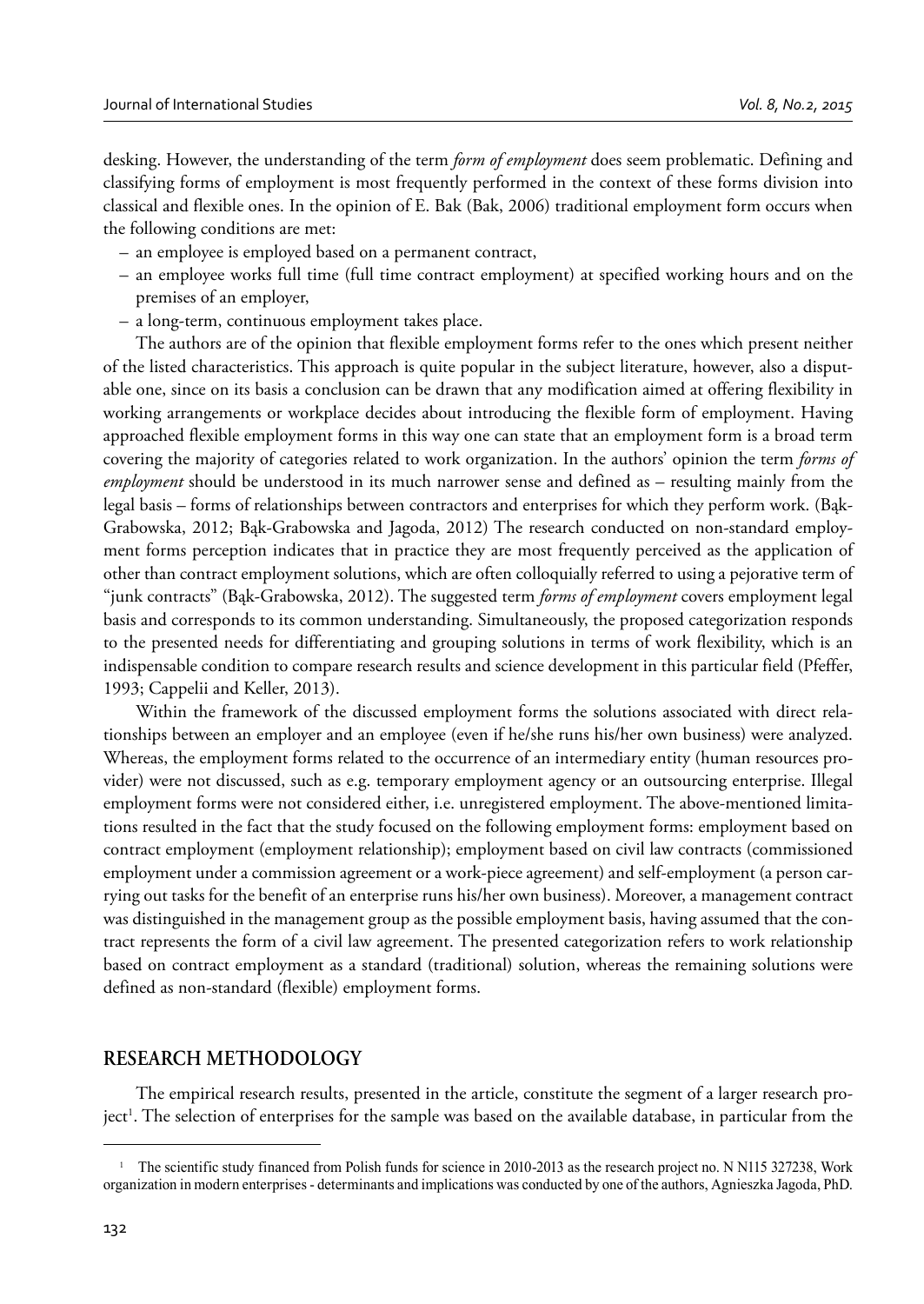desking. However, the understanding of the term *form of employment* does seem problematic. Defining and classifying forms of employment is most frequently performed in the context of these forms division into classical and flexible ones. In the opinion of E. Bak (Bak, 2006) traditional employment form occurs when the following conditions are met:

– an employee is employed based on a permanent contract,
– an employee works full time (full time contract employment) at specified working hours and on the premises of an employer,
– a long-term, continuous employment takes place.

The authors are of the opinion that flexible employment forms refer to the ones which present neither of the listed characteristics. This approach is quite popular in the subject literature, however, also a disputable one, since on its basis a conclusion can be drawn that any modification aimed at offering flexibility in working arrangements or workplace decides about introducing the flexible form of employment. Having approached flexible employment forms in this way one can state that an employment form is a broad term covering the majority of categories related to work organization. In the authors' opinion the term *forms of employment* should be understood in its much narrower sense and defined as – resulting mainly from the legal basis – forms of relationships between contractors and enterprises for which they perform work. (Bąk-Grabowska, 2012; Bąk-Grabowska and Jagoda, 2012) The research conducted on non-standard employment forms perception indicates that in practice they are most frequently perceived as the application of other than contract employment solutions, which are often colloquially referred to using a pejorative term of "junk contracts" (Bąk-Grabowska, 2012). The suggested term *forms of employment* covers employment legal basis and corresponds to its common understanding. Simultaneously, the proposed categorization responds to the presented needs for differentiating and grouping solutions in terms of work flexibility, which is an indispensable condition to compare research results and science development in this particular field (Pfeffer, 1993; Cappelii and Keller, 2013).

Within the framework of the discussed employment forms the solutions associated with direct relationships between an employer and an employee (even if he/she runs his/her own business) were analyzed. Whereas, the employment forms related to the occurrence of an intermediary entity (human resources provider) were not discussed, such as e.g. temporary employment agency or an outsourcing enterprise. Illegal employment forms were not considered either, i.e. unregistered employment. The above-mentioned limitations resulted in the fact that the study focused on the following employment forms: employment based on contract employment (employment relationship); employment based on civil law contracts (commissioned employment under a commission agreement or a work-piece agreement) and self-employment (a person carrying out tasks for the benefit of an enterprise runs his/her own business). Moreover, a management contract was distinguished in the management group as the possible employment basis, having assumed that the contract represents the form of a civil law agreement. The presented categorization refers to work relationship based on contract employment as a standard (traditional) solution, whereas the remaining solutions were defined as non-standard (flexible) employment forms.

## RESEARCH METHODOLOGY

The empirical research results, presented in the article, constitute the segment of a larger research project[1]. The selection of enterprises for the sample was based on the available database, in particular from the

---

[1] The scientific study financed from Polish funds for science in 2010-2013 as the research project no. N N115 327238, Work organization in modern enterprises - determinants and implications was conducted by one of the authors, Agnieszka Jagoda, PhD.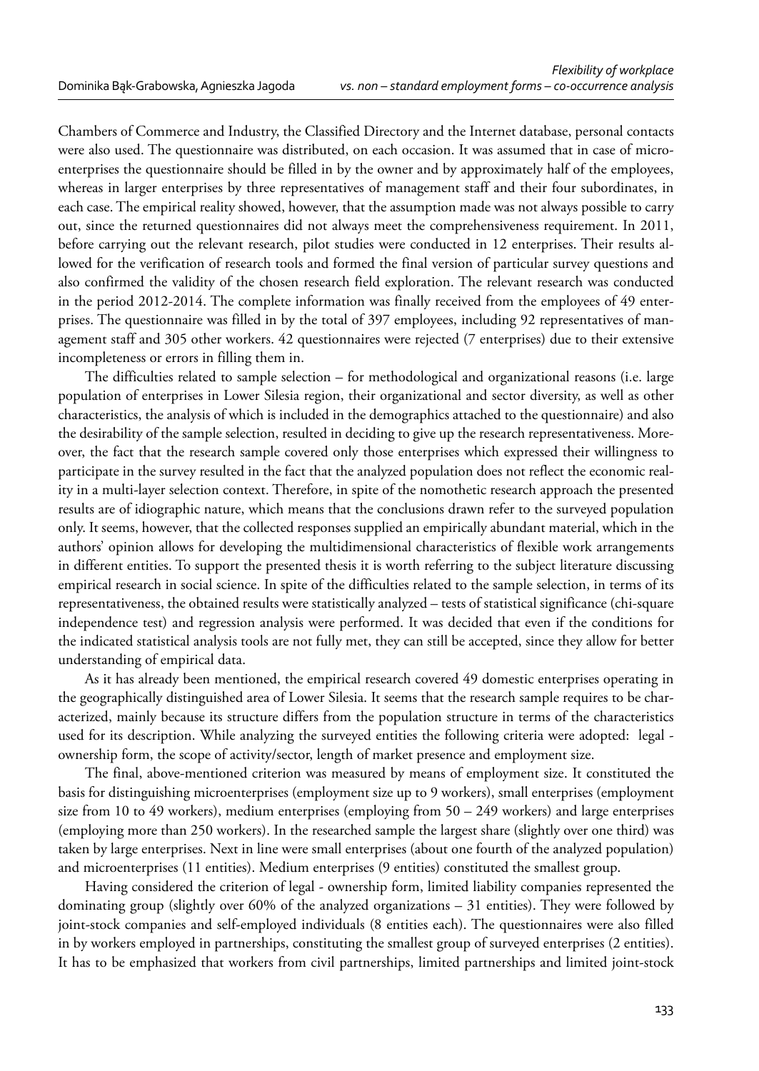Chambers of Commerce and Industry, the Classified Directory and the Internet database, personal contacts were also used. The questionnaire was distributed, on each occasion. It was assumed that in case of microenterprises the questionnaire should be filled in by the owner and by approximately half of the employees, whereas in larger enterprises by three representatives of management staff and their four subordinates, in each case. The empirical reality showed, however, that the assumption made was not always possible to carry out, since the returned questionnaires did not always meet the comprehensiveness requirement. In 2011, before carrying out the relevant research, pilot studies were conducted in 12 enterprises. Their results allowed for the verification of research tools and formed the final version of particular survey questions and also confirmed the validity of the chosen research field exploration. The relevant research was conducted in the period 2012-2014. The complete information was finally received from the employees of 49 enterprises. The questionnaire was filled in by the total of 397 employees, including 92 representatives of management staff and 305 other workers. 42 questionnaires were rejected (7 enterprises) due to their extensive incompleteness or errors in filling them in.

The difficulties related to sample selection – for methodological and organizational reasons (i.e. large population of enterprises in Lower Silesia region, their organizational and sector diversity, as well as other characteristics, the analysis of which is included in the demographics attached to the questionnaire) and also the desirability of the sample selection, resulted in deciding to give up the research representativeness. Moreover, the fact that the research sample covered only those enterprises which expressed their willingness to participate in the survey resulted in the fact that the analyzed population does not reflect the economic reality in a multi-layer selection context. Therefore, in spite of the nomothetic research approach the presented results are of idiographic nature, which means that the conclusions drawn refer to the surveyed population only. It seems, however, that the collected responses supplied an empirically abundant material, which in the authors' opinion allows for developing the multidimensional characteristics of flexible work arrangements in different entities. To support the presented thesis it is worth referring to the subject literature discussing empirical research in social science. In spite of the difficulties related to the sample selection, in terms of its representativeness, the obtained results were statistically analyzed – tests of statistical significance (chi-square independence test) and regression analysis were performed. It was decided that even if the conditions for the indicated statistical analysis tools are not fully met, they can still be accepted, since they allow for better understanding of empirical data.

As it has already been mentioned, the empirical research covered 49 domestic enterprises operating in the geographically distinguished area of Lower Silesia. It seems that the research sample requires to be characterized, mainly because its structure differs from the population structure in terms of the characteristics used for its description. While analyzing the surveyed entities the following criteria were adopted: legal - ownership form, the scope of activity/sector, length of market presence and employment size.

The final, above-mentioned criterion was measured by means of employment size. It constituted the basis for distinguishing microenterprises (employment size up to 9 workers), small enterprises (employment size from 10 to 49 workers), medium enterprises (employing from 50 – 249 workers) and large enterprises (employing more than 250 workers). In the researched sample the largest share (slightly over one third) was taken by large enterprises. Next in line were small enterprises (about one fourth of the analyzed population) and microenterprises (11 entities). Medium enterprises (9 entities) constituted the smallest group.

Having considered the criterion of legal - ownership form, limited liability companies represented the dominating group (slightly over 60% of the analyzed organizations – 31 entities). They were followed by joint-stock companies and self-employed individuals (8 entities each). The questionnaires were also filled in by workers employed in partnerships, constituting the smallest group of surveyed enterprises (2 entities). It has to be emphasized that workers from civil partnerships, limited partnerships and limited joint-stock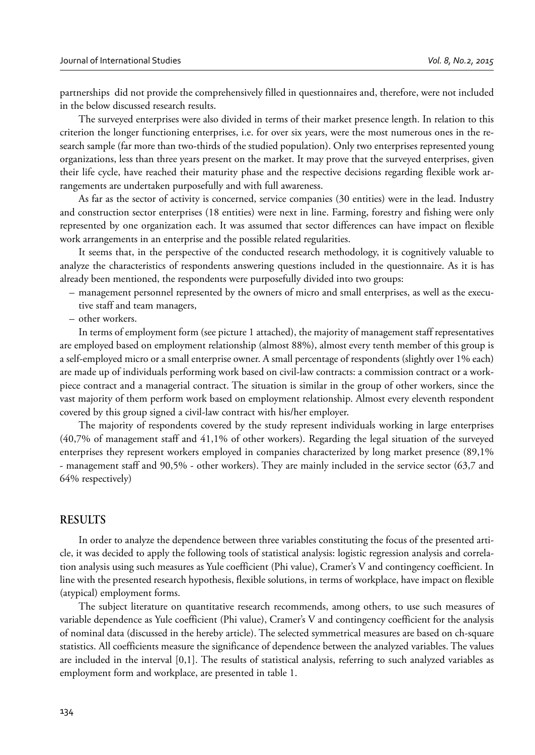partnerships did not provide the comprehensively filled in questionnaires and, therefore, were not included in the below discussed research results.

The surveyed enterprises were also divided in terms of their market presence length. In relation to this criterion the longer functioning enterprises, i.e. for over six years, were the most numerous ones in the research sample (far more than two-thirds of the studied population). Only two enterprises represented young organizations, less than three years present on the market. It may prove that the surveyed enterprises, given their life cycle, have reached their maturity phase and the respective decisions regarding flexible work arrangements are undertaken purposefully and with full awareness.

As far as the sector of activity is concerned, service companies (30 entities) were in the lead. Industry and construction sector enterprises (18 entities) were next in line. Farming, forestry and fishing were only represented by one organization each. It was assumed that sector differences can have impact on flexible work arrangements in an enterprise and the possible related regularities.

It seems that, in the perspective of the conducted research methodology, it is cognitively valuable to analyze the characteristics of respondents answering questions included in the questionnaire. As it is has already been mentioned, the respondents were purposefully divided into two groups:

– management personnel represented by the owners of micro and small enterprises, as well as the executive staff and team managers,
– other workers.

In terms of employment form (see picture 1 attached), the majority of management staff representatives are employed based on employment relationship (almost 88%), almost every tenth member of this group is a self-employed micro or a small enterprise owner. A small percentage of respondents (slightly over 1% each) are made up of individuals performing work based on civil-law contracts: a commission contract or a work-piece contract and a managerial contract. The situation is similar in the group of other workers, since the vast majority of them perform work based on employment relationship. Almost every eleventh respondent covered by this group signed a civil-law contract with his/her employer.

The majority of respondents covered by the study represent individuals working in large enterprises (40,7% of management staff and 41,1% of other workers). Regarding the legal situation of the surveyed enterprises they represent workers employed in companies characterized by long market presence (89,1% - management staff and 90,5% - other workers). They are mainly included in the service sector (63,7 and 64% respectively)

## RESULTS

In order to analyze the dependence between three variables constituting the focus of the presented article, it was decided to apply the following tools of statistical analysis: logistic regression analysis and correlation analysis using such measures as Yule coefficient (Phi value), Cramer's V and contingency coefficient. In line with the presented research hypothesis, flexible solutions, in terms of workplace, have impact on flexible (atypical) employment forms.

The subject literature on quantitative research recommends, among others, to use such measures of variable dependence as Yule coefficient (Phi value), Cramer's V and contingency coefficient for the analysis of nominal data (discussed in the hereby article). The selected symmetrical measures are based on ch-square statistics. All coefficients measure the significance of dependence between the analyzed variables. The values are included in the interval [0,1]. The results of statistical analysis, referring to such analyzed variables as employment form and workplace, are presented in table 1.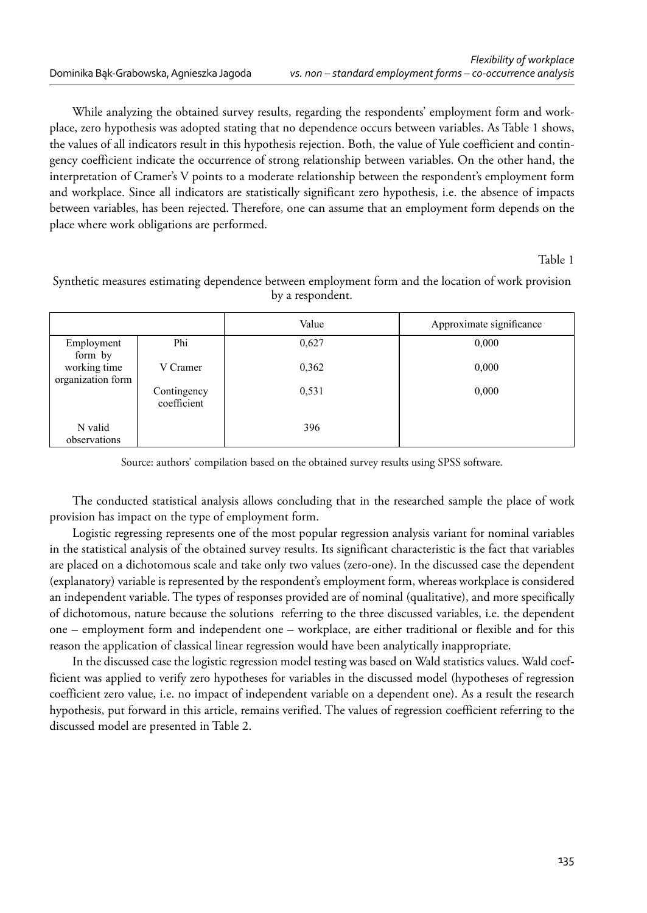While analyzing the obtained survey results, regarding the respondents' employment form and workplace, zero hypothesis was adopted stating that no dependence occurs between variables. As Table 1 shows, the values of all indicators result in this hypothesis rejection. Both, the value of Yule coefficient and contingency coefficient indicate the occurrence of strong relationship between variables. On the other hand, the interpretation of Cramer's V points to a moderate relationship between the respondent's employment form and workplace. Since all indicators are statistically significant zero hypothesis, i.e. the absence of impacts between variables, has been rejected. Therefore, one can assume that an employment form depends on the place where work obligations are performed.

Table 1

Synthetic measures estimating dependence between employment form and the location of work provision by a respondent.

| | | Value | Approximate significance |
|---|---|---|---|
| Employment form by working time organization form | Phi | 0,627 | 0,000 |
| | V Cramer | 0,362 | 0,000 |
| | Contingency coefficient | 0,531 | 0,000 |
| N valid observations | | 396 | |

Source: authors' compilation based on the obtained survey results using SPSS software.

The conducted statistical analysis allows concluding that in the researched sample the place of work provision has impact on the type of employment form.

Logistic regressing represents one of the most popular regression analysis variant for nominal variables in the statistical analysis of the obtained survey results. Its significant characteristic is the fact that variables are placed on a dichotomous scale and take only two values (zero-one). In the discussed case the dependent (explanatory) variable is represented by the respondent's employment form, whereas workplace is considered an independent variable. The types of responses provided are of nominal (qualitative), and more specifically of dichotomous, nature because the solutions referring to the three discussed variables, i.e. the dependent one – employment form and independent one – workplace, are either traditional or flexible and for this reason the application of classical linear regression would have been analytically inappropriate.

In the discussed case the logistic regression model testing was based on Wald statistics values. Wald coefficient was applied to verify zero hypotheses for variables in the discussed model (hypotheses of regression coefficient zero value, i.e. no impact of independent variable on a dependent one). As a result the research hypothesis, put forward in this article, remains verified. The values of regression coefficient referring to the discussed model are presented in Table 2.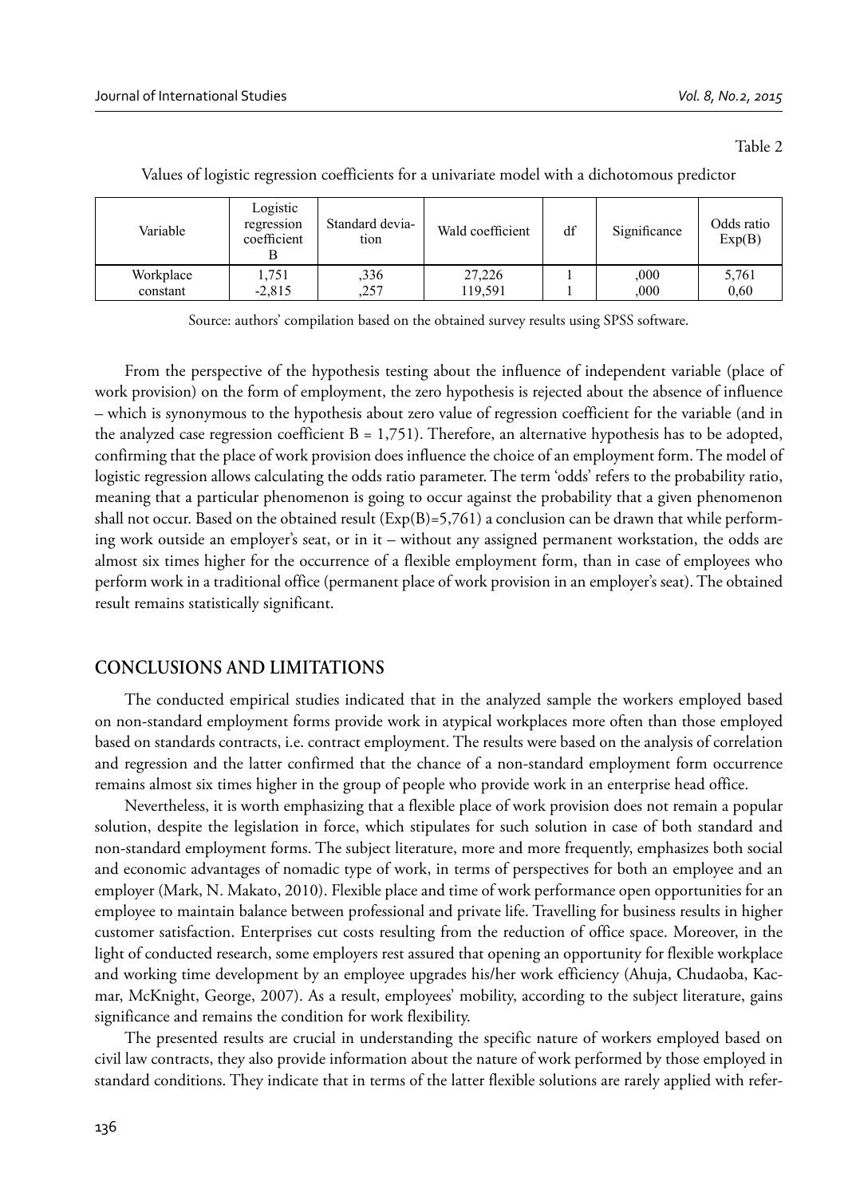Table 2

Values of logistic regression coefficients for a univariate model with a dichotomous predictor

| Variable | Logistic regression coefficient B | Standard deviation | Wald coefficient | df | Significance | Odds ratio Exp(B) |
|---|---|---|---|---|---|---|
| Workplace | 1,751 | ,336 | 27,226 | 1 | ,000 | 5,761 |
| constant | -2,815 | ,257 | 119,591 | 1 | ,000 | 0,60 |

Source: authors' compilation based on the obtained survey results using SPSS software.

From the perspective of the hypothesis testing about the influence of independent variable (place of work provision) on the form of employment, the zero hypothesis is rejected about the absence of influence – which is synonymous to the hypothesis about zero value of regression coefficient for the variable (and in the analyzed case regression coefficient B = 1,751). Therefore, an alternative hypothesis has to be adopted, confirming that the place of work provision does influence the choice of an employment form. The model of logistic regression allows calculating the odds ratio parameter. The term 'odds' refers to the probability ratio, meaning that a particular phenomenon is going to occur against the probability that a given phenomenon shall not occur. Based on the obtained result (Exp(B)=5,761) a conclusion can be drawn that while performing work outside an employer's seat, or in it – without any assigned permanent workstation, the odds are almost six times higher for the occurrence of a flexible employment form, than in case of employees who perform work in a traditional office (permanent place of work provision in an employer's seat). The obtained result remains statistically significant.

## CONCLUSIONS AND LIMITATIONS

The conducted empirical studies indicated that in the analyzed sample the workers employed based on non-standard employment forms provide work in atypical workplaces more often than those employed based on standards contracts, i.e. contract employment. The results were based on the analysis of correlation and regression and the latter confirmed that the chance of a non-standard employment form occurrence remains almost six times higher in the group of people who provide work in an enterprise head office.

Nevertheless, it is worth emphasizing that a flexible place of work provision does not remain a popular solution, despite the legislation in force, which stipulates for such solution in case of both standard and non-standard employment forms. The subject literature, more and more frequently, emphasizes both social and economic advantages of nomadic type of work, in terms of perspectives for both an employee and an employer (Mark, N. Makato, 2010). Flexible place and time of work performance open opportunities for an employee to maintain balance between professional and private life. Travelling for business results in higher customer satisfaction. Enterprises cut costs resulting from the reduction of office space. Moreover, in the light of conducted research, some employers rest assured that opening an opportunity for flexible workplace and working time development by an employee upgrades his/her work efficiency (Ahuja, Chudaoba, Kacmar, McKnight, George, 2007). As a result, employees' mobility, according to the subject literature, gains significance and remains the condition for work flexibility.

The presented results are crucial in understanding the specific nature of workers employed based on civil law contracts, they also provide information about the nature of work performed by those employed in standard conditions. They indicate that in terms of the latter flexible solutions are rarely applied with refer-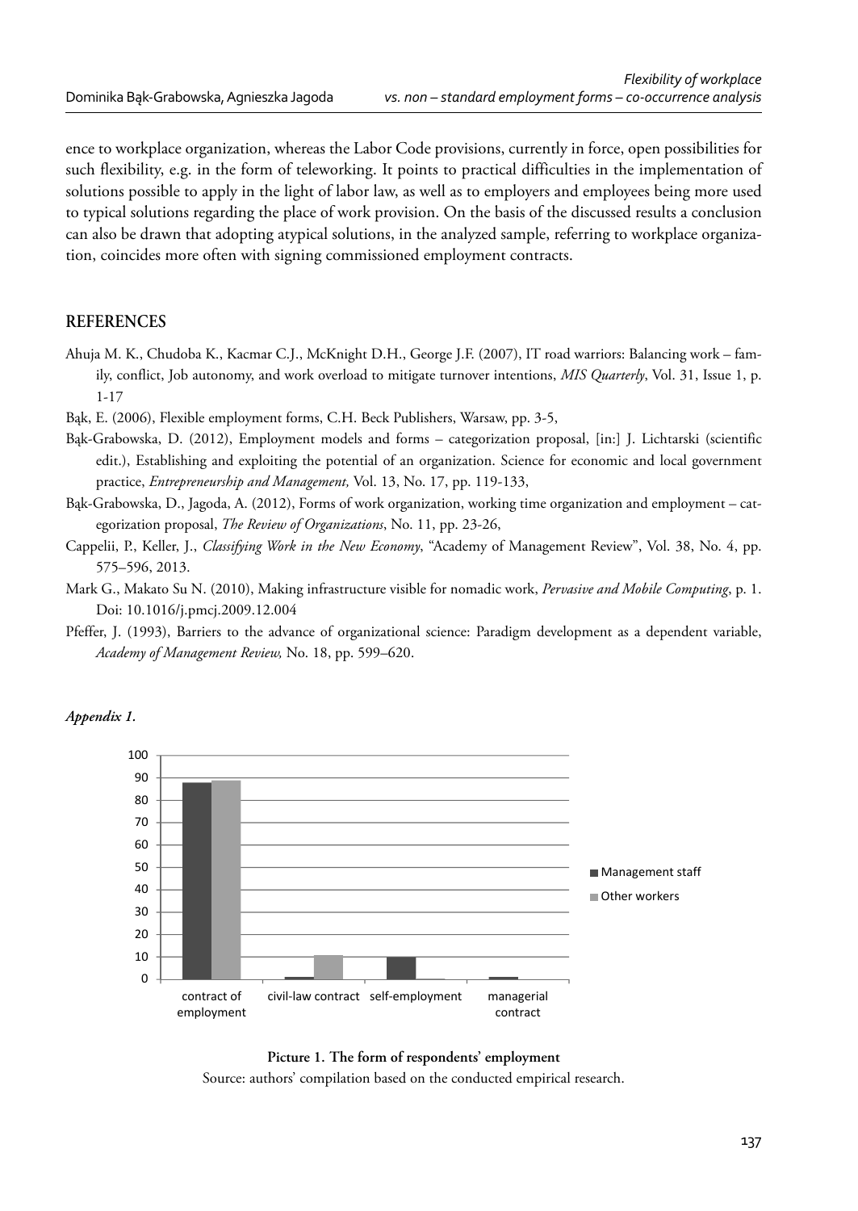ence to workplace organization, whereas the Labor Code provisions, currently in force, open possibilities for such flexibility, e.g. in the form of teleworking. It points to practical difficulties in the implementation of solutions possible to apply in the light of labor law, as well as to employers and employees being more used to typical solutions regarding the place of work provision. On the basis of the discussed results a conclusion can also be drawn that adopting atypical solutions, in the analyzed sample, referring to workplace organization, coincides more often with signing commissioned employment contracts.

## REFERENCES

Ahuja M. K., Chudoba K., Kacmar C.J., McKnight D.H., George J.F. (2007), IT road warriors: Balancing work – family, conflict, Job autonomy, and work overload to mitigate turnover intentions, *MIS Quarterly*, Vol. 31, Issue 1, p. 1-17

Bąk, E. (2006), Flexible employment forms, C.H. Beck Publishers, Warsaw, pp. 3-5,

Bąk-Grabowska, D. (2012), Employment models and forms – categorization proposal, [in:] J. Lichtarski (scientific edit.), Establishing and exploiting the potential of an organization. Science for economic and local government practice, *Entrepreneurship and Management,* Vol. 13, No. 17, pp. 119-133,

Bąk-Grabowska, D., Jagoda, A. (2012), Forms of work organization, working time organization and employment – categorization proposal, *The Review of Organizations*, No. 11, pp. 23-26,

Cappelii, P., Keller, J., *Classifying Work in the New Economy*, "Academy of Management Review", Vol. 38, No. 4, pp. 575–596, 2013.

Mark G., Makato Su N. (2010), Making infrastructure visible for nomadic work, *Pervasive and Mobile Computing*, p. 1. Doi: 10.1016/j.pmcj.2009.12.004

Pfeffer, J. (1993), Barriers to the advance of organizational science: Paradigm development as a dependent variable, *Academy of Management Review,* No. 18, pp. 599–620.

***Appendix 1.***

**Picture 1. The form of respondents' employment**

Source: authors' compilation based on the conducted empirical research.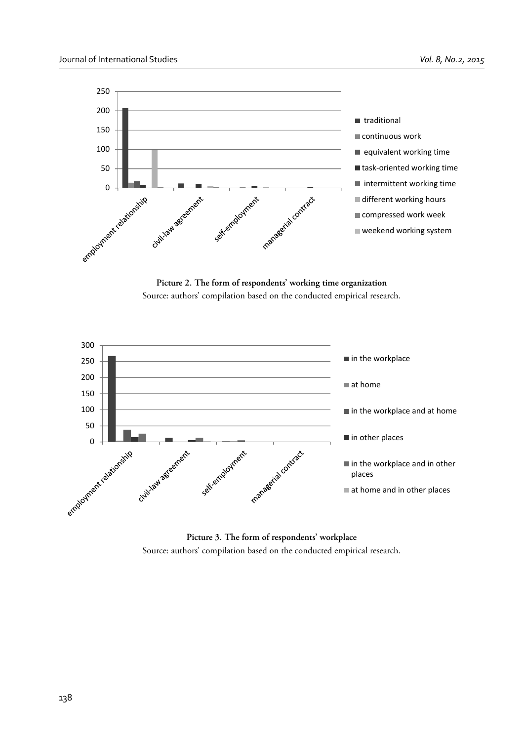250
200
150
100
50
0

employment relationship
civil-law agreement
self-employment
managerial contract

traditional
continuous work
equivalent working time
task-oriented working time
intermittent working time
different working hours
compressed work week
weekend working system

**Picture 2. The form of respondents' working time organization**

Source: authors' compilation based on the conducted empirical research.

300
250
200
150
100
50
0

employment relationship
civil-law agreement
self-employment
managerial contract

in the workplace
at home
in the workplace and at home
in other places
in the workplace and in other places
at home and in other places

**Picture 3. The form of respondents' workplace**

Source: authors' compilation based on the conducted empirical research.